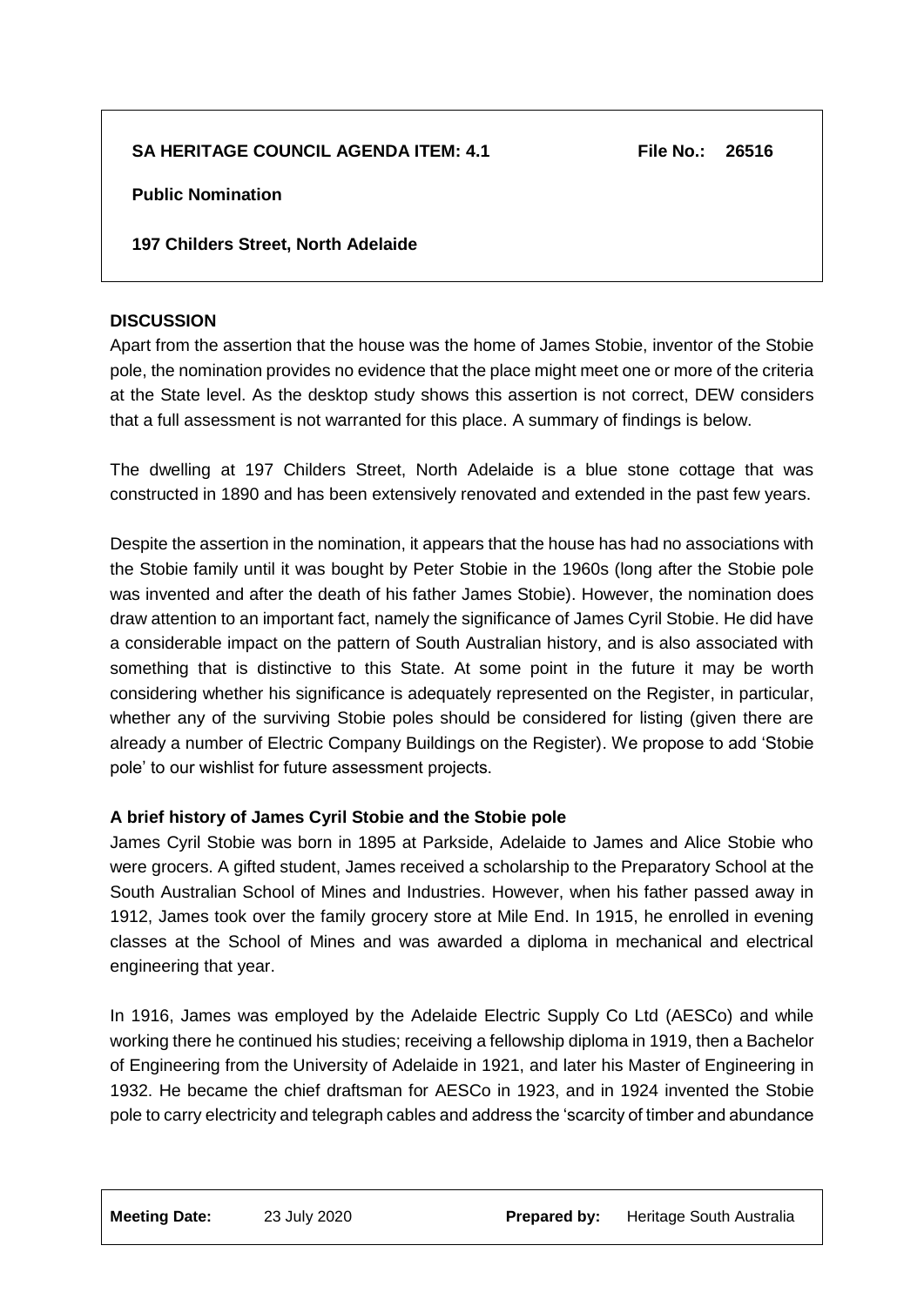**SA HERITAGE COUNCIL AGENDA ITEM: 4.1** **File No.: 26516**

**Public Nomination**

**197 Childers Street, North Adelaide**

## DISCUSSION

Apart from the assertion that the house was the home of James Stobie, inventor of the Stobie pole, the nomination provides no evidence that the place might meet one or more of the criteria at the State level. As the desktop study shows this assertion is not correct, DEW considers that a full assessment is not warranted for this place. A summary of findings is below.

The dwelling at 197 Childers Street, North Adelaide is a blue stone cottage that was constructed in 1890 and has been extensively renovated and extended in the past few years.

Despite the assertion in the nomination, it appears that the house has had no associations with the Stobie family until it was bought by Peter Stobie in the 1960s (long after the Stobie pole was invented and after the death of his father James Stobie). However, the nomination does draw attention to an important fact, namely the significance of James Cyril Stobie. He did have a considerable impact on the pattern of South Australian history, and is also associated with something that is distinctive to this State. At some point in the future it may be worth considering whether his significance is adequately represented on the Register, in particular, whether any of the surviving Stobie poles should be considered for listing (given there are already a number of Electric Company Buildings on the Register). We propose to add 'Stobie pole' to our wishlist for future assessment projects.

### A brief history of James Cyril Stobie and the Stobie pole

James Cyril Stobie was born in 1895 at Parkside, Adelaide to James and Alice Stobie who were grocers. A gifted student, James received a scholarship to the Preparatory School at the South Australian School of Mines and Industries. However, when his father passed away in 1912, James took over the family grocery store at Mile End. In 1915, he enrolled in evening classes at the School of Mines and was awarded a diploma in mechanical and electrical engineering that year.

In 1916, James was employed by the Adelaide Electric Supply Co Ltd (AESCo) and while working there he continued his studies; receiving a fellowship diploma in 1919, then a Bachelor of Engineering from the University of Adelaide in 1921, and later his Master of Engineering in 1932. He became the chief draftsman for AESCo in 1923, and in 1924 invented the Stobie pole to carry electricity and telegraph cables and address the 'scarcity of timber and abundance

| **Meeting Date:** | 23 July 2020 | **Prepared by:** | Heritage South Australia |
| --- | --- | --- | --- |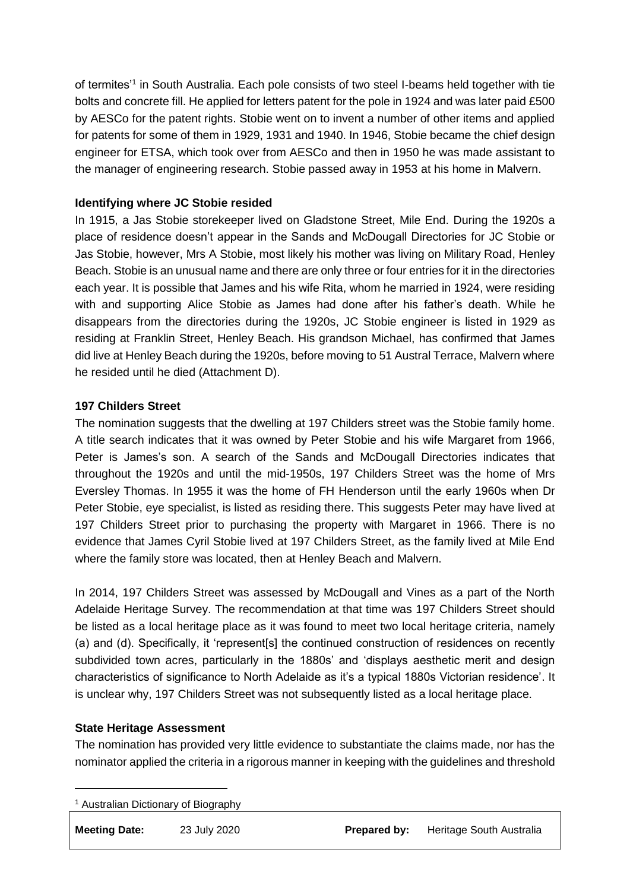of termites'[1] in South Australia. Each pole consists of two steel I-beams held together with tie bolts and concrete fill. He applied for letters patent for the pole in 1924 and was later paid £500 by AESCo for the patent rights. Stobie went on to invent a number of other items and applied for patents for some of them in 1929, 1931 and 1940. In 1946, Stobie became the chief design engineer for ETSA, which took over from AESCo and then in 1950 he was made assistant to the manager of engineering research. Stobie passed away in 1953 at his home in Malvern.

**Identifying where JC Stobie resided**

In 1915, a Jas Stobie storekeeper lived on Gladstone Street, Mile End. During the 1920s a place of residence doesn't appear in the Sands and McDougall Directories for JC Stobie or Jas Stobie, however, Mrs A Stobie, most likely his mother was living on Military Road, Henley Beach. Stobie is an unusual name and there are only three or four entries for it in the directories each year. It is possible that James and his wife Rita, whom he married in 1924, were residing with and supporting Alice Stobie as James had done after his father's death. While he disappears from the directories during the 1920s, JC Stobie engineer is listed in 1929 as residing at Franklin Street, Henley Beach. His grandson Michael, has confirmed that James did live at Henley Beach during the 1920s, before moving to 51 Austral Terrace, Malvern where he resided until he died (Attachment D).

**197 Childers Street**

The nomination suggests that the dwelling at 197 Childers street was the Stobie family home. A title search indicates that it was owned by Peter Stobie and his wife Margaret from 1966, Peter is James's son. A search of the Sands and McDougall Directories indicates that throughout the 1920s and until the mid-1950s, 197 Childers Street was the home of Mrs Eversley Thomas. In 1955 it was the home of FH Henderson until the early 1960s when Dr Peter Stobie, eye specialist, is listed as residing there. This suggests Peter may have lived at 197 Childers Street prior to purchasing the property with Margaret in 1966. There is no evidence that James Cyril Stobie lived at 197 Childers Street, as the family lived at Mile End where the family store was located, then at Henley Beach and Malvern.

In 2014, 197 Childers Street was assessed by McDougall and Vines as a part of the North Adelaide Heritage Survey. The recommendation at that time was 197 Childers Street should be listed as a local heritage place as it was found to meet two local heritage criteria, namely (a) and (d). Specifically, it 'represent[s] the continued construction of residences on recently subdivided town acres, particularly in the 1880s' and 'displays aesthetic merit and design characteristics of significance to North Adelaide as it's a typical 1880s Victorian residence'. It is unclear why, 197 Childers Street was not subsequently listed as a local heritage place.

**State Heritage Assessment**

The nomination has provided very little evidence to substantiate the claims made, nor has the nominator applied the criteria in a rigorous manner in keeping with the guidelines and threshold

[1] Australian Dictionary of Biography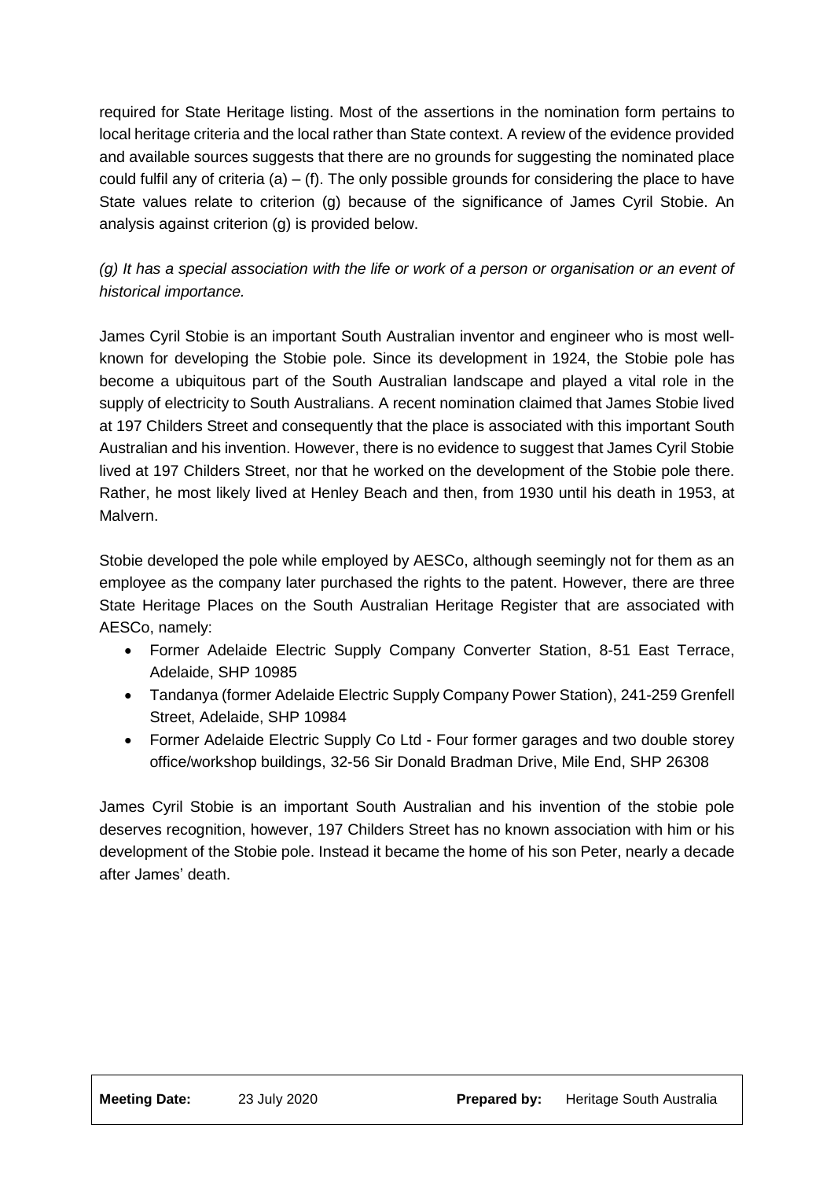required for State Heritage listing. Most of the assertions in the nomination form pertains to local heritage criteria and the local rather than State context. A review of the evidence provided and available sources suggests that there are no grounds for suggesting the nominated place could fulfil any of criteria (a) – (f). The only possible grounds for considering the place to have State values relate to criterion (g) because of the significance of James Cyril Stobie. An analysis against criterion (g) is provided below.

*(g) It has a special association with the life or work of a person or organisation or an event of historical importance.*

James Cyril Stobie is an important South Australian inventor and engineer who is most well-known for developing the Stobie pole. Since its development in 1924, the Stobie pole has become a ubiquitous part of the South Australian landscape and played a vital role in the supply of electricity to South Australians. A recent nomination claimed that James Stobie lived at 197 Childers Street and consequently that the place is associated with this important South Australian and his invention. However, there is no evidence to suggest that James Cyril Stobie lived at 197 Childers Street, nor that he worked on the development of the Stobie pole there. Rather, he most likely lived at Henley Beach and then, from 1930 until his death in 1953, at Malvern.

Stobie developed the pole while employed by AESCo, although seemingly not for them as an employee as the company later purchased the rights to the patent. However, there are three State Heritage Places on the South Australian Heritage Register that are associated with AESCo, namely:

- Former Adelaide Electric Supply Company Converter Station, 8-51 East Terrace, Adelaide, SHP 10985
- Tandanya (former Adelaide Electric Supply Company Power Station), 241-259 Grenfell Street, Adelaide, SHP 10984
- Former Adelaide Electric Supply Co Ltd - Four former garages and two double storey office/workshop buildings, 32-56 Sir Donald Bradman Drive, Mile End, SHP 26308

James Cyril Stobie is an important South Australian and his invention of the stobie pole deserves recognition, however, 197 Childers Street has no known association with him or his development of the Stobie pole. Instead it became the home of his son Peter, nearly a decade after James' death.

| **Meeting Date:** | 23 July 2020 | **Prepared by:** | Heritage South Australia |
| --- | --- | --- | --- |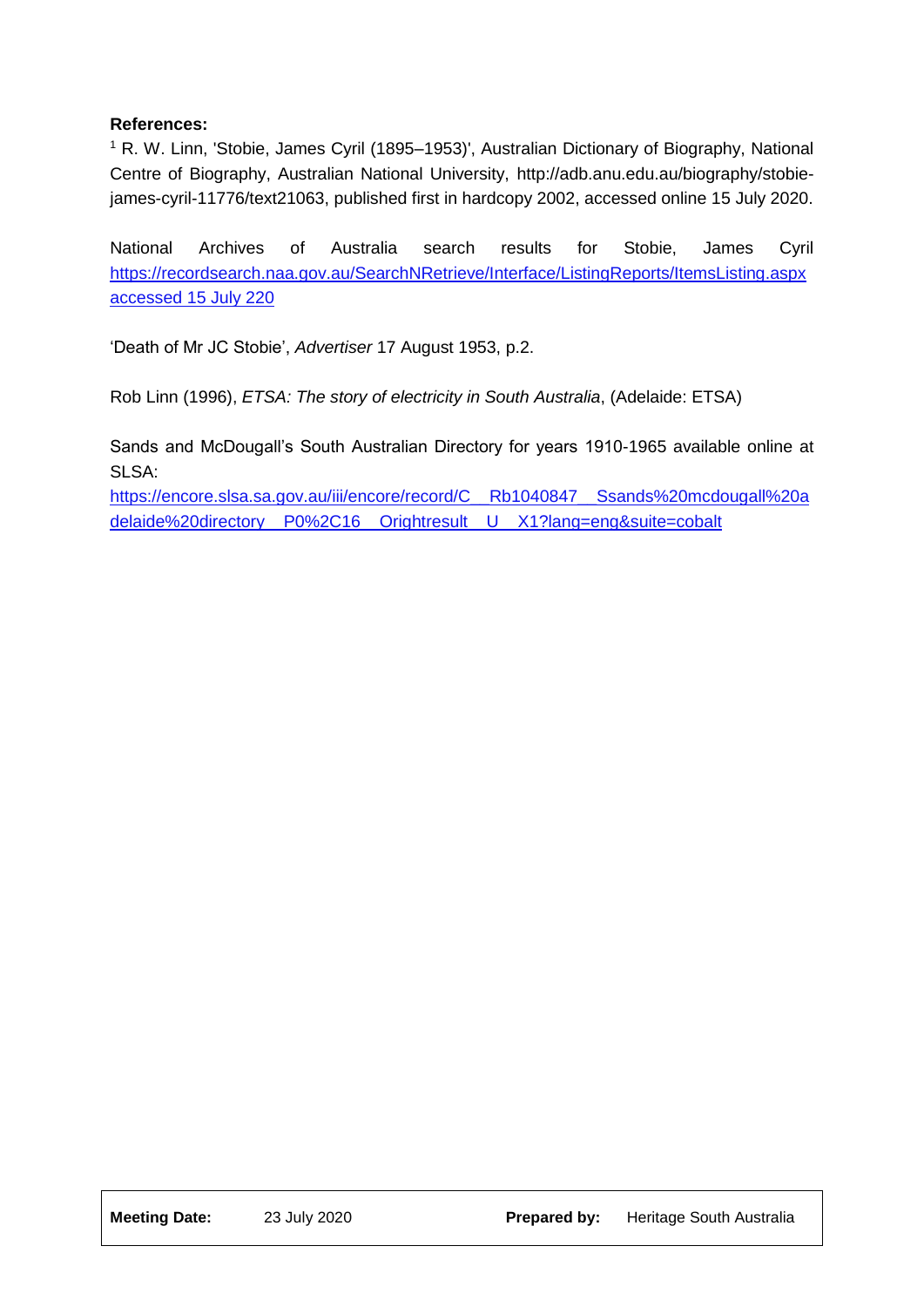**References:**

[1] R. W. Linn, 'Stobie, James Cyril (1895–1953)', Australian Dictionary of Biography, National Centre of Biography, Australian National University, http://adb.anu.edu.au/biography/stobie-james-cyril-11776/text21063, published first in hardcopy 2002, accessed online 15 July 2020.

National Archives of Australia search results for Stobie, James Cyril https://recordsearch.naa.gov.au/SearchNRetrieve/Interface/ListingReports/ItemsListing.aspx accessed 15 July 220

'Death of Mr JC Stobie', *Advertiser* 17 August 1953, p.2.

Rob Linn (1996), *ETSA: The story of electricity in South Australia*, (Adelaide: ETSA)

Sands and McDougall's South Australian Directory for years 1910-1965 available online at SLSA: https://encore.slsa.sa.gov.au/iii/encore/record/C__Rb1040847__Ssands%20mcdougall%20adelaide%20directory__P0%2C16__Orightresult__U__X1?lang=eng&suite=cobalt

| | | | |
|---|---|---|---|
| **Meeting Date:** | 23 July 2020 | **Prepared by:** | Heritage South Australia |